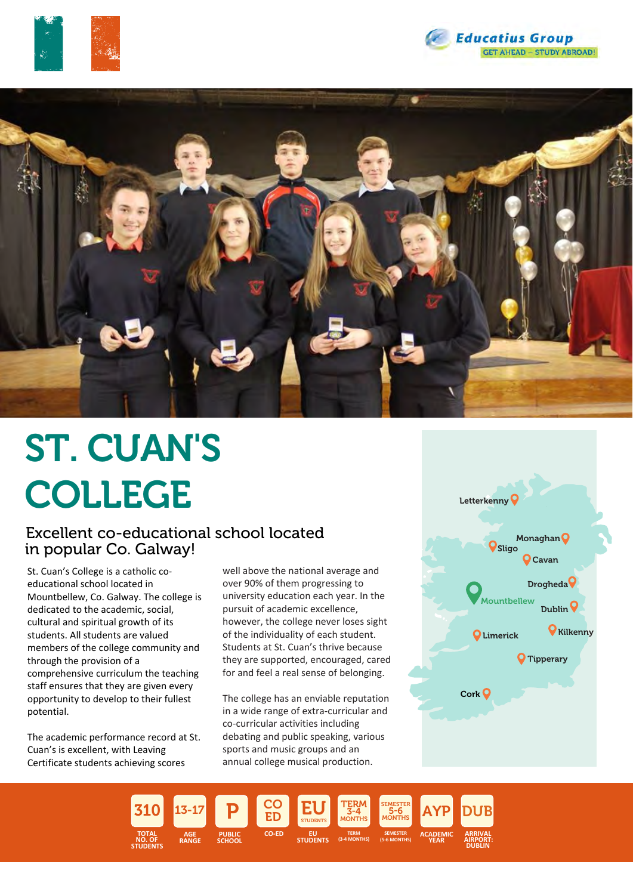Educatius Group
GET AHEAD – STUDY ABROAD!

# ST. CUAN'S COLLEGE

## Excellent co-educational school located in popular Co. Galway!

St. Cuan's College is a catholic co-educational school located in Mountbellew, Co. Galway. The college is dedicated to the academic, social, cultural and spiritual growth of its students. All students are valued members of the college community and through the provision of a comprehensive curriculum the teaching staff ensures that they are given every opportunity to develop to their fullest potential.

The academic performance record at St. Cuan's is excellent, with Leaving Certificate students achieving scores well above the national average and over 90% of them progressing to university education each year. In the pursuit of academic excellence, however, the college never loses sight of the individuality of each student. Students at St. Cuan's thrive because they are supported, encouraged, cared for and feel a real sense of belonging.

The college has an enviable reputation in a wide range of extra-curricular and co-curricular activities including debating and public speaking, various sports and music groups and an annual college musical production.

Letterkenny, Monaghan, Sligo, Cavan, Drogheda, Mountbellew, Dublin, Limerick, Kilkenny, Tipperary, Cork

| 310 | 13-17 | P | CO ED | EU | TERM 3-4 MONTHS | SEMESTER 5-6 MONTHS | AYP | DUB |
|---|---|---|---|---|---|---|---|---|
| TOTAL NO. OF STUDENTS | AGE RANGE | PUBLIC SCHOOL | CO-ED | EU STUDENTS | TERM (3-4 MONTHS) | SEMESTER (5-6 MONTHS) | ACADEMIC YEAR | ARRIVAL AIRPORT: DUBLIN |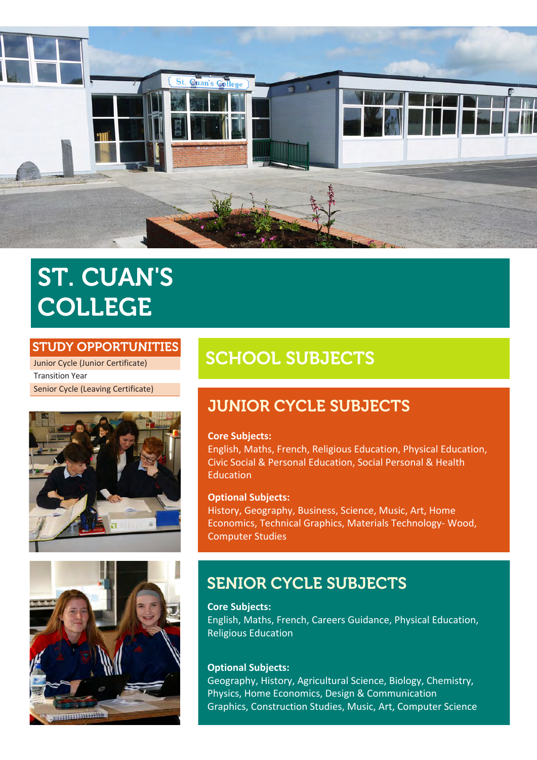# ST. CUAN'S COLLEGE

## STUDY OPPORTUNITIES

- Junior Cycle (Junior Certificate)
- Transition Year
- Senior Cycle (Leaving Certificate)

## SCHOOL SUBJECTS

### JUNIOR CYCLE SUBJECTS

**Core Subjects:**
English, Maths, French, Religious Education, Physical Education, Civic Social & Personal Education, Social Personal & Health Education

**Optional Subjects:**
History, Geography, Business, Science, Music, Art, Home Economics, Technical Graphics, Materials Technology- Wood, Computer Studies

### SENIOR CYCLE SUBJECTS

**Core Subjects:**
English, Maths, French, Careers Guidance, Physical Education, Religious Education

**Optional Subjects:**
Geography, History, Agricultural Science, Biology, Chemistry, Physics, Home Economics, Design & Communication Graphics, Construction Studies, Music, Art, Computer Science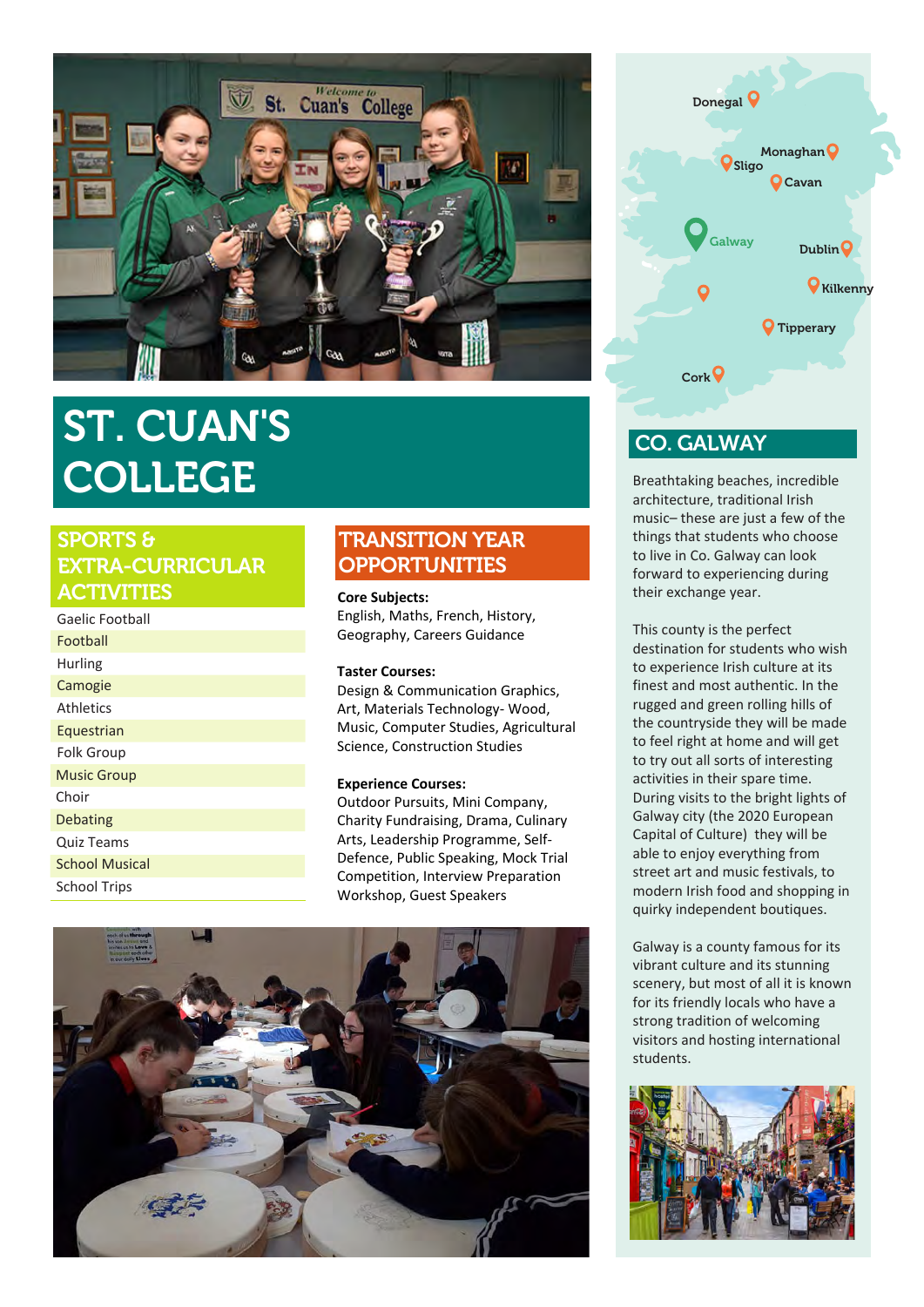# ST. CUAN'S COLLEGE

## SPORTS & EXTRA-CURRICULAR ACTIVITIES

- Gaelic Football
- Football
- Hurling
- Camogie
- Athletics
- Equestrian
- Folk Group
- Music Group
- Choir
- Debating
- Quiz Teams
- School Musical
- School Trips

## TRANSITION YEAR OPPORTUNITIES

**Core Subjects:**
English, Maths, French, History, Geography, Careers Guidance

**Taster Courses:**
Design & Communication Graphics, Art, Materials Technology- Wood, Music, Computer Studies, Agricultural Science, Construction Studies

**Experience Courses:**
Outdoor Pursuits, Mini Company, Charity Fundraising, Drama, Culinary Arts, Leadership Programme, Self-Defence, Public Speaking, Mock Trial Competition, Interview Preparation Workshop, Guest Speakers

Donegal
Monaghan
Sligo
Cavan
Galway
Dublin
Kilkenny
Tipperary
Cork

## CO. GALWAY

Breathtaking beaches, incredible architecture, traditional Irish music– these are just a few of the things that students who choose to live in Co. Galway can look forward to experiencing during their exchange year.

This county is the perfect destination for students who wish to experience Irish culture at its finest and most authentic. In the rugged and green rolling hills of the countryside they will be made to feel right at home and will get to try out all sorts of interesting activities in their spare time. During visits to the bright lights of Galway city (the 2020 European Capital of Culture) they will be able to enjoy everything from street art and music festivals, to modern Irish food and shopping in quirky independent boutiques.

Galway is a county famous for its vibrant culture and its stunning scenery, but most of all it is known for its friendly locals who have a strong tradition of welcoming visitors and hosting international students.